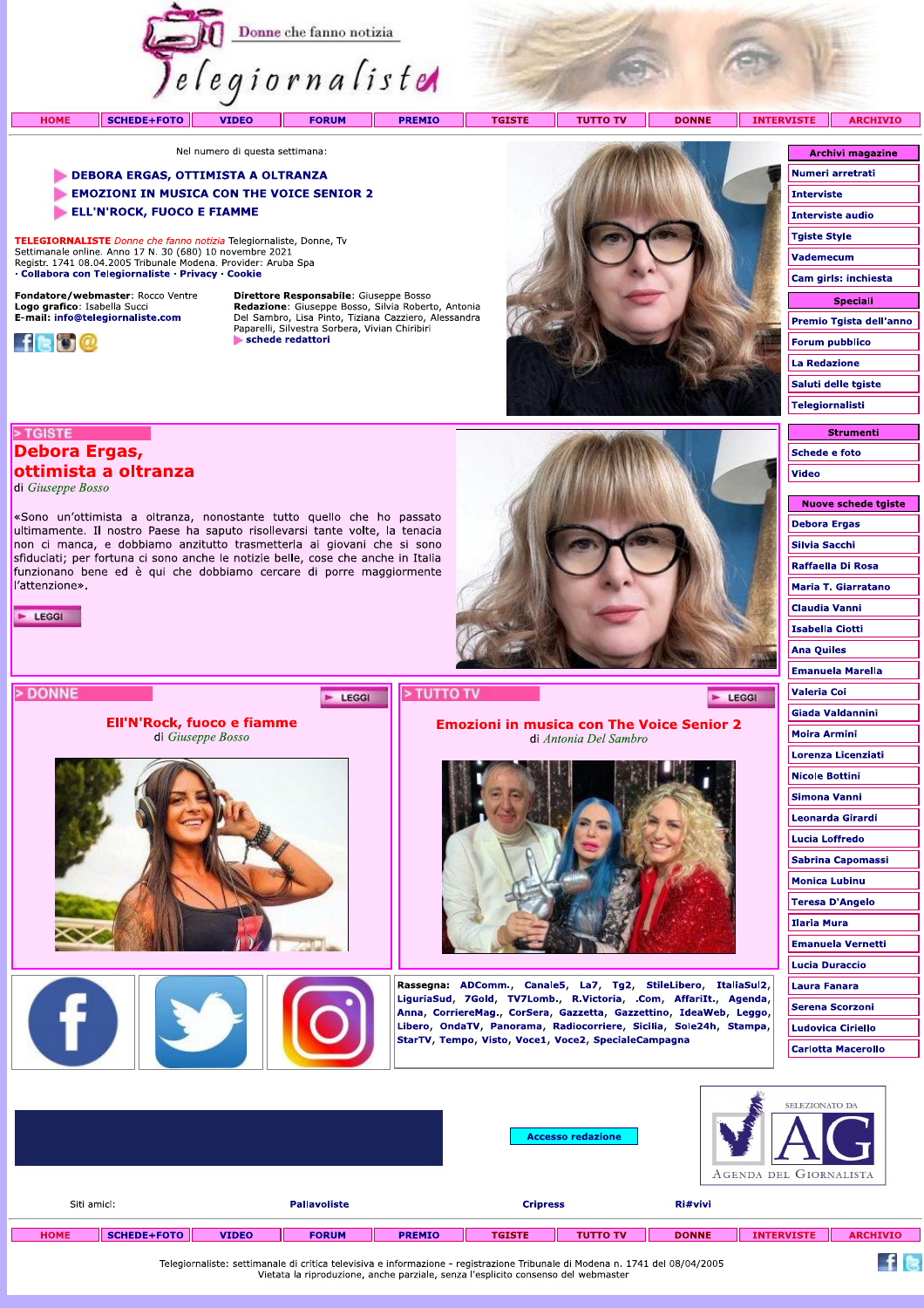# Telegiornaliste

Donne che fanno notizia

HOME | SCHEDE+FOTO | VIDEO | FORUM | PREMIO | TGISTE | TUTTO TV | DONNE | INTERVISTE | ARCHIVIO

Nel numero di questa settimana:

- DEBORA ERGAS, OTTIMISTA A OLTRANZA
- EMOZIONI IN MUSICA CON THE VOICE SENIOR 2
- ELL'N'ROCK, FUOCO E FIAMME

**TELEGIORNALISTE** *Donne che fanno notizia* Telegiornaliste, Donne, Tv
Settimanale online. Anno 17 N. 30 (680) 10 novembre 2021
Registr. 1741 08.04.2005 Tribunale Modena. Provider: Aruba Spa
· Collabora con Telegiornaliste · Privacy · Cookie

**Fondatore/webmaster**: Rocco Ventre
**Logo grafico**: Isabella Succi
**E-mail**: info@telegiornaliste.com

**Direttore Responsabile**: Giuseppe Bosso
**Redazione**: Giuseppe Bosso, Silvia Roberto, Antonia Del Sambro, Lisa Pinto, Tiziana Cazziero, Alessandra Paparelli, Silvestra Sorbera, Vivian Chiribiri
schede redattori

## > TGISTE

## Debora Ergas, ottimista a oltranza

di *Giuseppe Bosso*

«Sono un'ottimista a oltranza, nonostante tutto quello che ho passato ultimamente. Il nostro Paese ha saputo risollevarsi tante volte, la tenacia non ci manca, e dobbiamo anzitutto trasmetterla ai giovani che si sono sfiduciati; per fortuna ci sono anche le notizie belle, cose che anche in Italia funzionano bene ed è qui che dobbiamo cercare di porre maggiormente l'attenzione».

LEGGI

## > DONNE

LEGGI

### Ell'N'Rock, fuoco e fiamme

di *Giuseppe Bosso*

## > TUTTO TV

LEGGI

### Emozioni in musica con The Voice Senior 2

di *Antonia Del Sambro*

**Rassegna:** ADComm., Canale5, La7, Tg2, StileLibero, ItaliaSul2, LiguriaSud, 7Gold, TV7Lomb., R.Victoria, .Com, AffariIt., Agenda, Anna, CorriereMag., CorSera, Gazzetta, Gazzettino, IdeaWeb, Leggo, Libero, OndaTV, Panorama, Radiocorriere, Sicilia, Sole24h, Stampa, StarTV, Tempo, Visto, Voce1, Voce2, SpecialeCampagna

**Archivi magazine**
- Numeri arretrati
- Interviste
- Interviste audio
- Tgiste Style
- Vademecum
- Cam girls: inchiesta

**Speciali**
- Premio Tgista dell'anno
- Forum pubblico
- La Redazione
- Saluti delle tgiste
- Telegiornalisti

**Strumenti**
- Schede e foto
- Video

**Nuove schede tgiste**
- Debora Ergas
- Silvia Sacchi
- Raffaella Di Rosa
- Maria T. Giarratano
- Claudia Vanni
- Isabella Ciotti
- Ana Quiles
- Emanuela Marella
- Valeria Coi
- Giada Valdannini
- Moira Armini
- Lorenza Licenziati
- Nicole Bottini
- Simona Vanni
- Leonarda Girardi
- Lucia Loffredo
- Sabrina Capomassi
- Monica Lubinu
- Teresa D'Angelo
- Ilaria Mura
- Emanuela Vernetti
- Lucia Duraccio
- Laura Fanara
- Serena Scorzoni
- Ludovica Ciriello
- Carlotta Macerollo

Accesso redazione

SELEZIONATO DA AG — Agenda del Giornalista

Siti amici: Pallavoliste | Cripress | Ri#vivi

HOME | SCHEDE+FOTO | VIDEO | FORUM | PREMIO | TGISTE | TUTTO TV | DONNE | INTERVISTE | ARCHIVIO

Telegiornaliste: settimanale di critica televisiva e informazione - registrazione Tribunale di Modena n. 1741 del 08/04/2005
Vietata la riproduzione, anche parziale, senza l'esplicito consenso del webmaster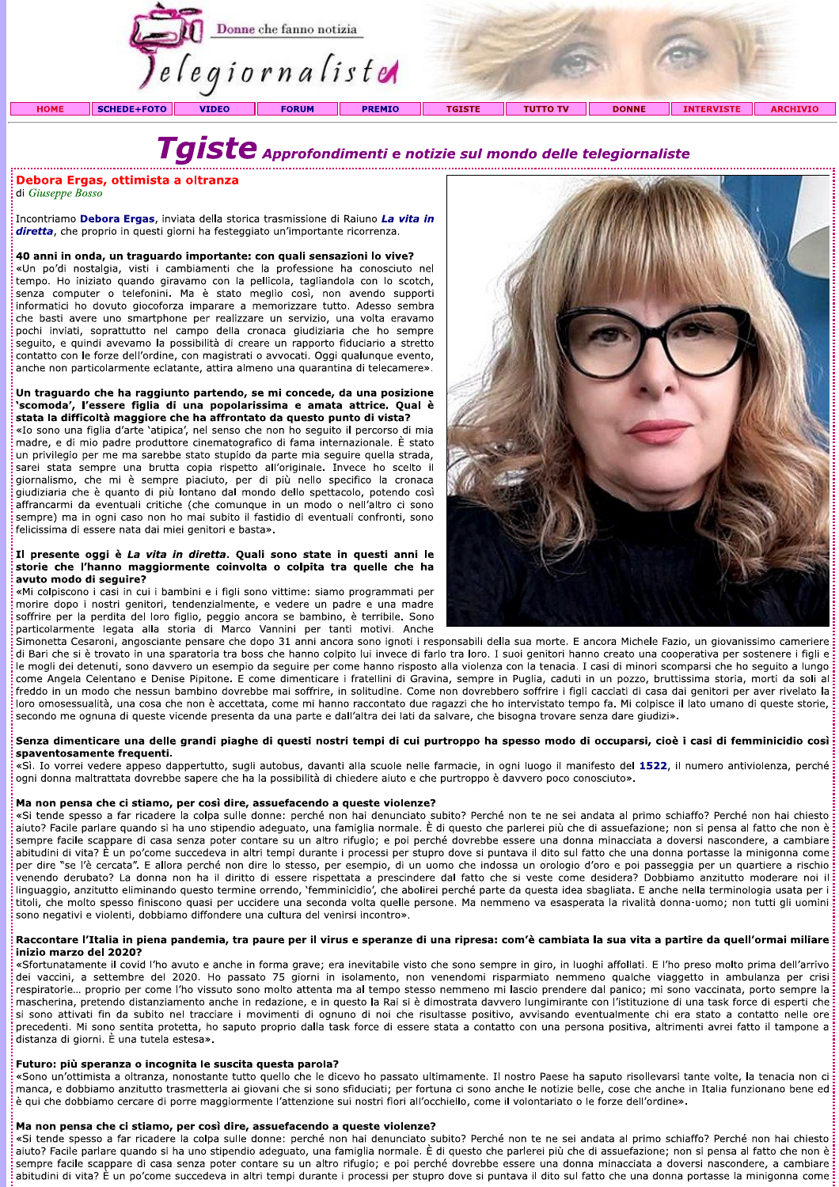Telegiornaliste – Donne che fanno notizia

HOME | SCHEDE+FOTO | VIDEO | FORUM | PREMIO | TGISTE | TUTTO TV | DONNE | INTERVISTE | ARCHIVIO

# Tgiste *Approfondimenti e notizie sul mondo delle telegiornaliste*

## Debora Ergas, ottimista a oltranza

di *Giuseppe Bosso*

Incontriamo **Debora Ergas**, inviata della storica trasmissione di Raiuno ***La vita in diretta***, che proprio in questi giorni ha festeggiato un'importante ricorrenza.

**40 anni in onda, un traguardo importante: con quali sensazioni lo vive?**
«Un po'di nostalgia, visti i cambiamenti che la professione ha conosciuto nel tempo. Ho iniziato quando giravamo con la pellicola, tagliandola con lo scotch, senza computer o telefonini. Ma è stato meglio così, non avendo supporti informatici ho dovuto giocoforza imparare a memorizzare tutto. Adesso sembra che basti avere uno smartphone per realizzare un servizio, una volta eravamo pochi inviati, soprattutto nel campo della cronaca giudiziaria che ho sempre seguito, e quindi avevamo la possibilità di creare un rapporto fiduciario a stretto contatto con le forze dell'ordine, con magistrati o avvocati. Oggi qualunque evento, anche non particolarmente eclatante, attira almeno una quarantina di telecamere».

**Un traguardo che ha raggiunto partendo, se mi concede, da una posizione 'scomoda', l'essere figlia di una popolarissima e amata attrice. Qual è stata la difficoltà maggiore che ha affrontato da questo punto di vista?**
«Io sono una figlia d'arte 'atipica', nel senso che non ho seguito il percorso di mia madre, e di mio padre produttore cinematografico di fama internazionale. È stato un privilegio per me ma sarebbe stato stupido da parte mia seguire quella strada, sarei stata sempre una brutta copia rispetto all'originale. Invece ho scelto il giornalismo, che mi è sempre piaciuto, per di più nello specifico la cronaca giudiziaria che è quanto di più lontano dal mondo dello spettacolo, potendo così affrancarmi da eventuali critiche (che comunque in un modo o nell'altro ci sono sempre) ma in ogni caso non ho mai subito il fastidio di eventuali confronti, sono felicissima di essere nata dai miei genitori e basta».

**Il presente oggi è *La vita in diretta*. Quali sono state in questi anni le storie che l'hanno maggiormente coinvolta o colpita tra quelle che ha avuto modo di seguire?**
«Mi colpiscono i casi in cui i bambini e i figli sono vittime: siamo programmati per morire dopo i nostri genitori, tendenzialmente, e vedere un padre e una madre soffrire per la perdita del loro figlio, peggio ancora se bambino, è terribile. Sono particolarmente legata alla storia di Marco Vannini per tanti motivi. Anche Simonetta Cesaroni, angosciante pensare che dopo 31 anni ancora sono ignoti i responsabili della sua morte. E ancora Michele Fazio, un giovanissimo cameriere di Bari che si è trovato in una sparatoria tra boss che hanno colpito lui invece di farlo tra loro. I suoi genitori hanno creato una cooperativa per sostenere i figli e le mogli dei detenuti, sono davvero un esempio da seguire per come hanno risposto alla violenza con la tenacia. I casi di minori scomparsi che ho seguito a lungo come Angela Celentano e Denise Pipitone. E come dimenticare i fratellini di Gravina, sempre in Puglia, caduti in un pozzo, bruttissima storia, morti da soli al freddo in un modo che nessun bambino dovrebbe mai soffrire, in solitudine. Come non dovrebbero soffrire i figli cacciati di casa dai genitori per aver rivelato la loro omosessualità, una cosa che non è accettata, come mi hanno raccontato due ragazzi che ho intervistato tempo fa. Mi colpisce il lato umano di queste storie, secondo me ognuna di queste vicende presenta da una parte e dall'altra dei lati da salvare, che bisogna trovare senza dare giudizi».

**Senza dimenticare una delle grandi piaghe di questi nostri tempi di cui purtroppo ha spesso modo di occuparsi, cioè i casi di femminicidio così spaventosamente frequenti.**
«Sì. Io vorrei vedere appeso dappertutto, sugli autobus, davanti alla scuole nelle farmacie, in ogni luogo il manifesto del **1522**, il numero antiviolenza, perché ogni donna maltrattata dovrebbe sapere che ha la possibilità di chiedere aiuto e che purtroppo è davvero poco conosciuto».

**Ma non pensa che ci stiamo, per così dire, assuefacendo a queste violenze?**
«Si tende spesso a far ricadere la colpa sulle donne: perché non hai denunciato subito? Perché non te ne sei andata al primo schiaffo? Perché non hai chiesto aiuto? Facile parlare quando si ha uno stipendio adeguato, una famiglia normale. È di questo che parlerei più che di assuefazione; non si pensa al fatto che non è sempre facile scappare di casa senza poter contare su un altro rifugio; e poi perché dovrebbe essere una donna minacciata a doversi nascondere, a cambiare abitudini di vita? È un po'come succedeva in altri tempi durante i processi per stupro dove si puntava il dito sul fatto che una donna portasse la minigonna come per dire "se l'è cercata". E allora perché non dire lo stesso, per esempio, di un uomo che indossa un orologio d'oro e poi passeggia per un quartiere a rischio venendo derubato? La donna non ha il diritto di essere rispettata a prescindere dal fatto che si veste come desidera? Dobbiamo anzitutto moderare noi il linguaggio, anzitutto eliminando questo termine orrendo, 'femminicidio', che abolirei perché da questa idea sbagliata. E anche nella terminologia usata per i titoli, che molto spesso finiscono quasi per uccidere una seconda volta quelle persone. Ma nemmeno va esasperata la rivalità donna-uomo; non tutti gli uomini sono negativi e violenti, dobbiamo diffondere una cultura del venirsi incontro».

**Raccontare l'Italia in piena pandemia, tra paure per il virus e speranze di una ripresa: com'è cambiata la sua vita a partire da quell'ormai miliare inizio marzo del 2020?**
«Sfortunatamente il covid l'ho avuto e anche in forma grave; era inevitabile visto che sono sempre in giro, in luoghi affollati. E l'ho preso molto prima dell'arrivo dei vaccini, a settembre del 2020. Ho passato 75 giorni in isolamento, non venendomi risparmiato nemmeno qualche viaggetto in ambulanza per crisi respiratorie... proprio per come l'ho vissuto sono molto attenta ma al tempo stesso nemmeno mi lascio prendere dal panico; mi sono vaccinata, porto sempre la mascherina, pretendo distanziamento anche in redazione, e in questo la Rai si è dimostrata davvero lungimirante con l'istituzione di una task force di esperti che si sono attivati fin da subito nel tracciare i movimenti di ognuno di noi che risultasse positivo, avvisando eventualmente chi era stato a contatto nelle ore precedenti. Mi sono sentita protetta, ho saputo proprio dalla task force di essere stata a contatto con una persona positiva, altrimenti avrei fatto il tampone a distanza di giorni. È una tutela estesa».

**Futuro: più speranza o incognita le suscita questa parola?**
«Sono un'ottimista a oltranza, nonostante tutto quello che le dicevo ho passato ultimamente. Il nostro Paese ha saputo risollevarsi tante volte, la tenacia non ci manca, e dobbiamo anzitutto trasmetterla ai giovani che si sono sfiduciati; per fortuna ci sono anche le notizie belle, cose che anche in Italia funzionano bene ed è qui che dobbiamo cercare di porre maggiormente l'attenzione sui nostri fiori all'occhiello, come il volontariato o le forze dell'ordine».

**Ma non pensa che ci stiamo, per così dire, assuefacendo a queste violenze?**
«Si tende spesso a far ricadere la colpa sulle donne: perché non hai denunciato subito? Perché non te ne sei andata al primo schiaffo? Perché non hai chiesto aiuto? Facile parlare quando si ha uno stipendio adeguato, una famiglia normale. È di questo che parlerei più che di assuefazione; non si pensa al fatto che non è sempre facile scappare di casa senza poter contare su un altro rifugio; e poi perché dovrebbe essere una donna minacciata a doversi nascondere, a cambiare abitudini di vita? È un po'come succedeva in altri tempi durante i processi per stupro dove si puntava il dito sul fatto che una donna portasse la minigonna come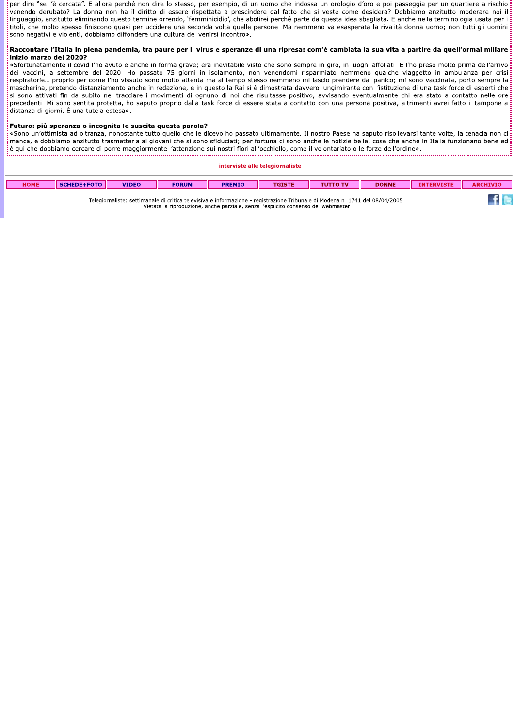per dire "se l'è cercata". E allora perché non dire lo stesso, per esempio, di un uomo che indossa un orologio d'oro e poi passeggia per un quartiere a rischio venendo derubato? La donna non ha il diritto di essere rispettata a prescindere dal fatto che si veste come desidera? Dobbiamo anzitutto moderare noi il linguaggio, anzitutto eliminando questo termine orrendo, 'femminicidio', che abolirei perché parte da questa idea sbagliata. E anche nella terminologia usata per i titoli, che molto spesso finiscono quasi per uccidere una seconda volta quelle persone. Ma nemmeno va esasperata la rivalità donna-uomo; non tutti gli uomini sono negativi e violenti, dobbiamo diffondere una cultura del venirsi incontro».

**Raccontare l'Italia in piena pandemia, tra paure per il virus e speranze di una ripresa: com'è cambiata la sua vita a partire da quell'ormai miliare inizio marzo del 2020?**

«Sfortunatamente il covid l'ho avuto e anche in forma grave; era inevitabile visto che sono sempre in giro, in luoghi affollati. E l'ho preso molto prima dell'arrivo dei vaccini, a settembre del 2020. Ho passato 75 giorni in isolamento, non venendomi risparmiato nemmeno qualche viaggetto in ambulanza per crisi respiratorie… proprio per come l'ho vissuto sono molto attenta ma al tempo stesso nemmeno mi lascio prendere dal panico; mi sono vaccinata, porto sempre la mascherina, pretendo distanziamento anche in redazione, e in questo la Rai si è dimostrata davvero lungimirante con l'istituzione di una task force di esperti che si sono attivati fin da subito nel tracciare i movimenti di ognuno di noi che risultasse positivo, avvisando eventualmente chi era stato a contatto nelle ore precedenti. Mi sono sentita protetta, ho saputo proprio dalla task force di essere stata a contatto con una persona positiva, altrimenti avrei fatto il tampone a distanza di giorni. È una tutela estesa».

**Futuro: più speranza o incognita le suscita questa parola?**

«Sono un'ottimista ad oltranza, nonostante tutto quello che le dicevo ho passato ultimamente. Il nostro Paese ha saputo risollevarsi tante volte, la tenacia non ci manca, e dobbiamo anzitutto trasmetterla ai giovani che si sono sfiduciati; per fortuna ci sono anche le notizie belle, cose che anche in Italia funzionano bene ed è qui che dobbiamo cercare di porre maggiormente l'attenzione sui nostri fiori all'occhiello, come il volontariato o le forze dell'ordine».

interviste alle telegiornaliste

HOME | SCHEDE+FOTO | VIDEO | FORUM | PREMIO | TGISTE | TUTTO TV | DONNE | INTERVISTE | ARCHIVIO

Telegiornaliste: settimanale di critica televisiva e informazione - registrazione Tribunale di Modena n. 1741 del 08/04/2005
Vietata la riproduzione, anche parziale, senza l'esplicito consenso del webmaster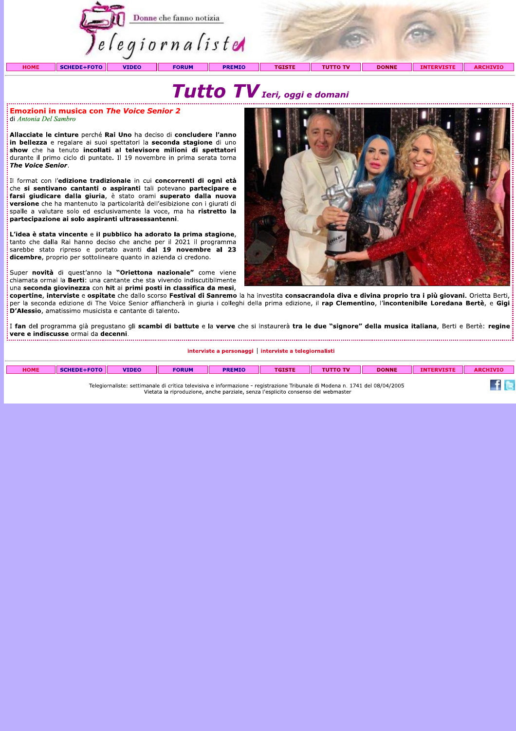# Tutto TV *Ieri, oggi e domani*

## Emozioni in musica con *The Voice Senior 2*

di *Antonia Del Sambro*

**Allacciate le cinture** perché **Rai Uno** ha deciso di **concludere l'anno in bellezza** e regalare ai suoi spettatori la **seconda stagione** di uno **show** che ha tenuto **incollati al televisore milioni di spettatori** durante il primo ciclo di puntate. Il 19 novembre in prima serata torna ***The Voice Senior***.

Il format con l'**edizione tradizionale** in cui **concorrenti di ogni età** che **si sentivano cantanti o aspiranti** tali potevano **partecipare e farsi giudicare dalla giuria**, è stato orami **superato dalla nuova versione** che ha mantenuto la particolarità dell'esibizione con i giurati di spalle a valutare solo ed esclusivamente la voce, ma ha **ristretto la partecipazione ai solo aspiranti ultrasessantenni**.

**L'idea è stata vincente** e **il pubblico ha adorato la prima stagione**, tanto che dalla Rai hanno deciso che anche per il 2021 il programma sarebbe stato ripreso e portato avanti **dal 19 novembre al 23 dicembre**, proprio per sottolineare quanto in azienda ci credono.

Super **novità** di quest'anno la **"Oriettona nazionale"** come viene chiamata ormai la **Berti**: una cantante che sta vivendo indiscutibilmente una **seconda giovinezza** con **hit** ai **primi posti in classifica da mesi**, **copertine**, **interviste** e **ospitate** che dallo scorso **Festival di Sanremo** la ha investita **consacrandola diva e divina proprio tra i più giovani.** Orietta Berti, per la seconda edizione di The Voice Senior affiancherà in giuria i colleghi della prima edizione, il **rap Clementino**, l'**incontenibile Loredana Bertè**, e **Gigi D'Alessio**, amatissimo musicista e cantante di talento.

I **fan** del programma già pregustano gli **scambi di battute** e la **verve** che si instaurerà **tra le due "signore" della musica italiana**, Berti e Bertè: **regine vere e indiscusse** ormai da **decenni**.

interviste a personaggi | interviste a telegiornalisti

Telegiornaliste: settimanale di critica televisiva e informazione - registrazione Tribunale di Modena n. 1741 del 08/04/2005
Vietata la riproduzione, anche parziale, senza l'esplicito consenso del webmaster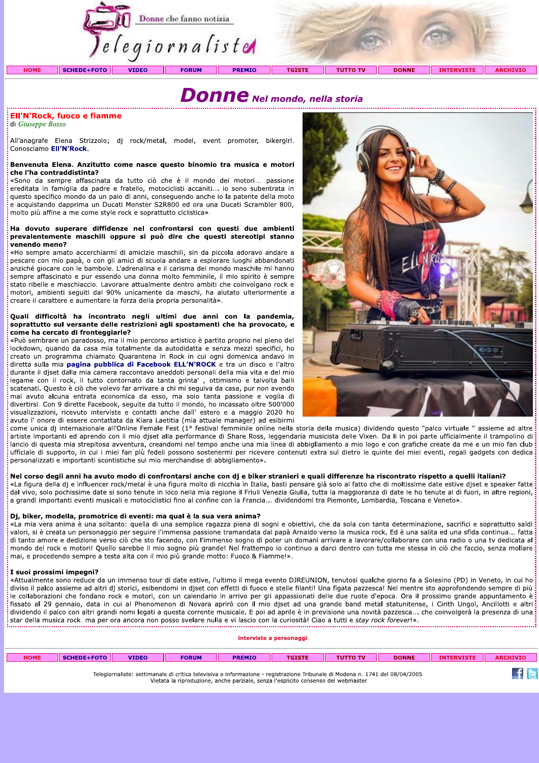# Donne *Nel mondo, nella storia*

## Ell'N'Rock, fuoco e fiamme

di *Giuseppe Bosso*

All'anagrafe Elena Strizzolo; dj rock/metal, model, event promoter, bikergirl. Conosciamo **Ell'N'Rock**.

**Benvenuta Elena. Anzitutto come nasce questo binomio tra musica e motori che l'ha contraddistinta?**

«Sono da sempre affascinata da tutto ciò che è il mondo dei motori... passione ereditata in famiglia da padre e fratello, motociclisti accaniti... io sono subentrata in questo specifico mondo da un paio di anni, conseguendo anche io la patente della moto e acquistando dapprima un Ducati Monster S2R800 ed ora una Ducati Scrambler 800, molto più affine a me come style rock e soprattutto ciclistica».

**Ha dovuto superare diffidenze nel confrontarsi con questi due ambienti prevalentemente maschili oppure si può dire che questi stereotipi stanno venendo meno?**

«Ho sempre amato accerchiarmi di amicizie maschili, sin da piccola adoravo andare a pescare con mio papà, o con gli amici di scuola andare a esplorare luoghi abbandonati anziché giocare con le bambole. L'adrenalina e il carisma del mondo maschile mi hanno sempre affascinato e pur essendo una donna molto femminile, il mio spirito è sempre stato ribelle e maschiaccio. Lavorare attualmente dentro ambiti che coinvolgano rock e motori, ambienti seguiti dal 90% unicamente da maschi, ha aiutato ulteriormente a creare il carattere e aumentare la forza della propria personalità».

**Quali difficoltà ha incontrato negli ultimi due anni con la pandemia, soprattutto sul versante delle restrizioni agli spostamenti che ha provocato, e come ha cercato di fronteggiarle?**

«Può sembrare un paradosso, ma il mio percorso artistico è partito proprio nel pieno del lockdown, quando da casa mia totalmente da autodidatta e senza mezzi specifici, ho creato un programma chiamato Quarantena in Rock in cui ogni domenica andavo in diretta sulla mia **pagina pubblica di Facebook ELL'N'ROCK** e tra un disco e l'altro durante il djset dalla mia camera raccontavo aneddoti personali della mia vita e del mio legame con il rock, il tutto contornato da tanta grinta' , ottimismo e talvolta balli scatenati. Questo è ciò che volevo far arrivare a chi mi seguiva da casa, pur non avendo mai avuto alcuna entrata economica da esso, ma solo tanta passione e voglia di divertirsi. Con 9 dirette Facebook, seguite da tutto il mondo, ho incassato oltre 500'000 visualizzazioni, ricevuto interviste e contatti anche dall' estero e a maggio 2020 ho avuto l' onore di essere contattata da Kiara Laetitia (mia attuale manager) ad esibirmi come unica dj internazionale all'Online Female Fest (1° festival femminile online nella storia della musica) dividendo questo "palco virtuale " assieme ad altre artiste importanti ed aprendo con il mio djset alla performance di Share Ross, leggendaria musicista delle Vixen. Da lì in poi parte ufficialmente il trampolino di lancio di questa mia strepitosa avventura, creandomi nel tempo anche una mia linea di abbigliamento a mio logo e con grafiche create da me e un mio fan club ufficiale di supporto, in cui i miei fan più fedeli possono sostenermi per ricevere contenuti extra sul dietro le quinte dei miei eventi, regali gadgets con dedica personalizzati e importanti scontistiche sul mio merchandise di abbigliamento».

**Nel corso degli anni ha avuto modo di confrontarsi anche con dj e biker stranieri e quali differenze ha riscontrato rispetto a quelli italiani?**

«La figura della dj e influencer rock/metal è una figura molto di nicchia in Italia, basti pensare già solo al fatto che di moltissime date estive djset e speaker fatte dal vivo, solo pochissime date si sono tenute in loco nella mia regione il Friuli Venezia Giulia, tutta la maggioranza di date le ho tenute al di fuori, in altre regioni, a grandi importanti eventi musicali e motociclistici fino al confine con la Francia... dividendomi tra Piemonte, Lombardia, Toscana e Veneto».

**Dj, biker, modella, promotrice di eventi: ma qual è la sua vera anima?**

«La mia vera anima è una soltanto: quella di una semplice ragazza piena di sogni e obiettivi, che da sola con tanta determinazione, sacrifici e soprattutto saldi valori, si è creata un personaggio per seguire l'immensa passione tramandata dal papà Arnaldo verso la musica rock. Ed è una salita ed una sfida continua... fatta di tanto amore e dedizione verso ciò che sto facendo, con l'immenso sogno di poter un domani arrivare a lavorare/collaborare con una radio o una tv dedicata al mondo del rock e motori! Quello sarebbe il mio sogno più grande! Nel frattempo io continuo a darci dentro con tutta me stessa in ciò che faccio, senza mollare mai, e procedendo sempre a testa alta con il mio più grande motto: Fuoco & Fiamme!».

**I suoi prossimi impegni?**

«Attualmente sono reduce da un immenso tour di date estive, l'ultimo il mega evento DJREUNION, tenutosi qualche giorno fa a Solesino (PD) in Veneto, in cui ho diviso il palco assieme ad altri dj storici, esibendomi in djset con effetti di fuoco e stelle filanti! Una figata pazzesca! Nel mentre sto approfondendo sempre di più le collaborazioni che fondano rock e motori, con un calendario in arrivo per gli appassionati delle due ruote d'epoca. Ora il prossimo grande appuntamento è fissato al 29 gennaio, data in cui al Phenomenon di Novara aprirò con il mio djset ad una grande band metal statunitense, i Cirith Ungol, Ancillotti e altri dividendo il palco con altri grandi nomi legati a questa corrente musicale. E poi ad aprile è in previsione una novità pazzesca... che coinvolgerà la presenza di una star della musica rock. ma per ora ancora non posso svelare nulla e vi lascio con la curiosità! Ciao a tutti e *stay rock forever*!».

interviste a personaggi

Telegiornaliste: settimanale di critica televisiva e informazione - registrazione Tribunale di Modena n. 1741 del 08/04/2005
Vietata la riproduzione, anche parziale, senza l'esplicito consenso del webmaster